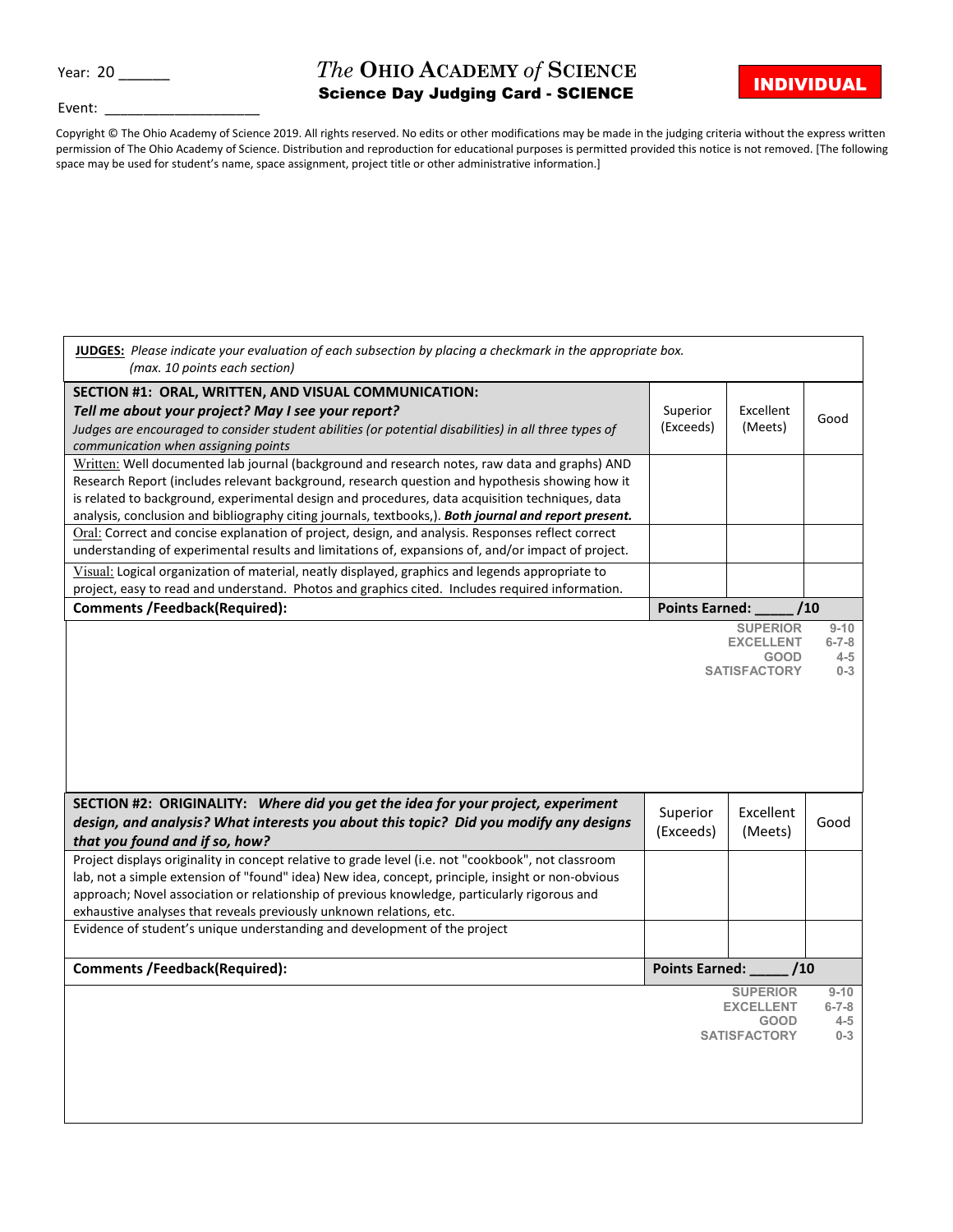Year: 20 ______

Event: ____________________

# *The* Ohio Academy *of* Science

## Science Day Judging Card - SCIENCE

**INDIVIDUAL**

Copyright © The Ohio Academy of Science 2019. All rights reserved. No edits or other modifications may be made in the judging criteria without the express written permission of The Ohio Academy of Science. Distribution and reproduction for educational purposes is permitted provided this notice is not removed. [The following space may be used for student's name, space assignment, project title or other administrative information.]

**JUDGES:** *Please indicate your evaluation of each subsection by placing a checkmark in the appropriate box. (max. 10 points each section)*

| **SECTION #1: ORAL, WRITTEN, AND VISUAL COMMUNICATION:** ***Tell me about your project? May I see your report?*** *Judges are encouraged to consider student abilities (or potential disabilities) in all three types of communication when assigning points* | Superior (Exceeds) | Excellent (Meets) | Good |
|---|---|---|---|
| Written: Well documented lab journal (background and research notes, raw data and graphs) AND Research Report (includes relevant background, research question and hypothesis showing how it is related to background, experimental design and procedures, data acquisition techniques, data analysis, conclusion and bibliography citing journals, textbooks,). ***Both journal and report present.*** | | | |
| Oral: Correct and concise explanation of project, design, and analysis. Responses reflect correct understanding of experimental results and limitations of, expansions of, and/or impact of project. | | | |
| Visual: Logical organization of material, neatly displayed, graphics and legends appropriate to project, easy to read and understand. Photos and graphics cited. Includes required information. | | | |
| **Comments /Feedback(Required):** | **Points Earned: _____ /10** | | |

| | |
|---|---|
| SUPERIOR | 9-10 |
| EXCELLENT | 6-7-8 |
| GOOD | 4-5 |
| SATISFACTORY | 0-3 |

| **SECTION #2: ORIGINALITY:** ***Where did you get the idea for your project, experiment design, and analysis? What interests you about this topic? Did you modify any designs that you found and if so, how?*** | Superior (Exceeds) | Excellent (Meets) | Good |
|---|---|---|---|
| Project displays originality in concept relative to grade level (i.e. not "cookbook", not classroom lab, not a simple extension of "found" idea) New idea, concept, principle, insight or non-obvious approach; Novel association or relationship of previous knowledge, particularly rigorous and exhaustive analyses that reveals previously unknown relations, etc. | | | |
| Evidence of student's unique understanding and development of the project | | | |
| **Comments /Feedback(Required):** | **Points Earned: _____ /10** | | |

| | |
|---|---|
| SUPERIOR | 9-10 |
| EXCELLENT | 6-7-8 |
| GOOD | 4-5 |
| SATISFACTORY | 0-3 |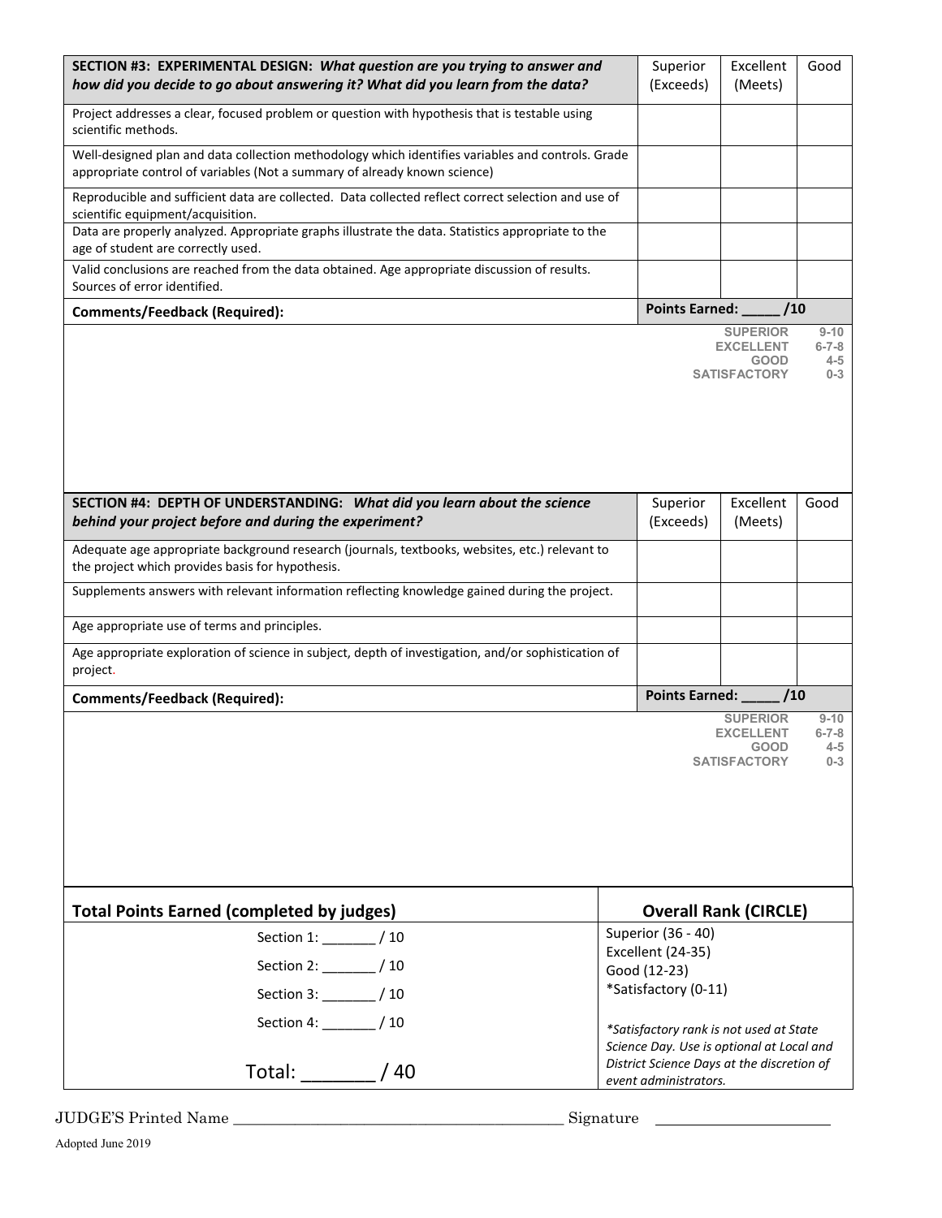| SECTION #3: EXPERIMENTAL DESIGN: *What question are you trying to answer and how did you decide to go about answering it? What did you learn from the data?* | Superior (Exceeds) | Excellent (Meets) | Good |
|---|---|---|---|
| Project addresses a clear, focused problem or question with hypothesis that is testable using scientific methods. | | | |
| Well-designed plan and data collection methodology which identifies variables and controls. Grade appropriate control of variables (Not a summary of already known science) | | | |
| Reproducible and sufficient data are collected. Data collected reflect correct selection and use of scientific equipment/acquisition. | | | |
| Data are properly analyzed. Appropriate graphs illustrate the data. Statistics appropriate to the age of student are correctly used. | | | |
| Valid conclusions are reached from the data obtained. Age appropriate discussion of results. Sources of error identified. | | | |
| **Comments/Feedback (Required):** | **Points Earned: _____ /10** | | |

SUPERIOR 9-10
EXCELLENT 6-7-8
GOOD 4-5
SATISFACTORY 0-3

| SECTION #4: DEPTH OF UNDERSTANDING: *What did you learn about the science behind your project before and during the experiment?* | Superior (Exceeds) | Excellent (Meets) | Good |
|---|---|---|---|
| Adequate age appropriate background research (journals, textbooks, websites, etc.) relevant to the project which provides basis for hypothesis. | | | |
| Supplements answers with relevant information reflecting knowledge gained during the project. | | | |
| Age appropriate use of terms and principles. | | | |
| Age appropriate exploration of science in subject, depth of investigation, and/or sophistication of project. | | | |
| **Comments/Feedback (Required):** | **Points Earned: _____ /10** | | |

SUPERIOR 9-10
EXCELLENT 6-7-8
GOOD 4-5
SATISFACTORY 0-3

| **Total Points Earned (completed by judges)** | **Overall Rank (CIRCLE)** |
|---|---|
| Section 1: _______ / 10<br>Section 2: _______ / 10<br>Section 3: _______ / 10<br>Section 4: _______ / 10<br><br>Total: _______ / 40 | Superior (36 - 40)<br>Excellent (24-35)<br>Good (12-23)<br>*Satisfactory (0-11)<br><br>*\*Satisfactory rank is not used at State Science Day. Use is optional at Local and District Science Days at the discretion of event administrators.* |

JUDGE'S Printed Name ____________________________________________ Signature ______________________

Adopted June 2019